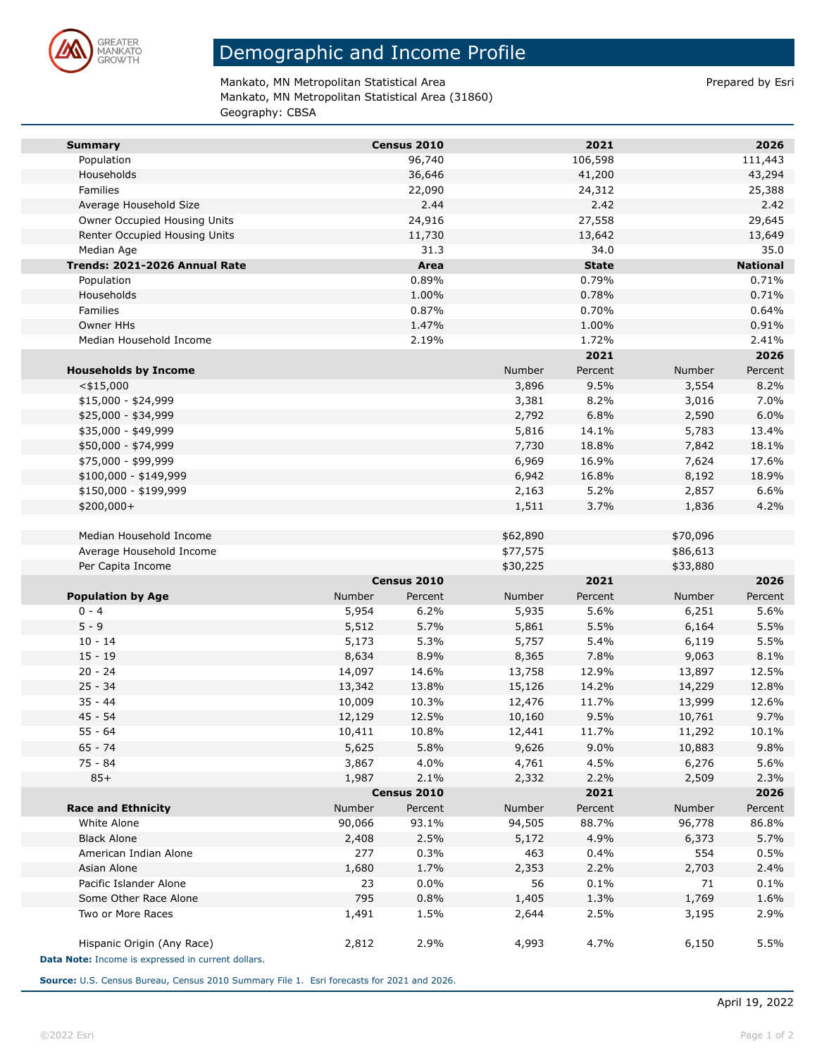# Demographic and Income Profile

Mankato, MN Metropolitan Statistical Area
Mankato, MN Metropolitan Statistical Area (31860)
Geography: CBSA

Prepared by Esri

| Summary | Census 2010 | 2021 | 2026 |
|---|---|---|---|
| Population | 96,740 | 106,598 | 111,443 |
| Households | 36,646 | 41,200 | 43,294 |
| Families | 22,090 | 24,312 | 25,388 |
| Average Household Size | 2.44 | 2.42 | 2.42 |
| Owner Occupied Housing Units | 24,916 | 27,558 | 29,645 |
| Renter Occupied Housing Units | 11,730 | 13,642 | 13,649 |
| Median Age | 31.3 | 34.0 | 35.0 |

| Trends: 2021-2026 Annual Rate | Area | State | National |
|---|---|---|---|
| Population | 0.89% | 0.79% | 0.71% |
| Households | 1.00% | 0.78% | 0.71% |
| Families | 0.87% | 0.70% | 0.64% |
| Owner HHs | 1.47% | 1.00% | 0.91% |
| Median Household Income | 2.19% | 1.72% | 2.41% |

| | 2021 | | 2026 | |
|---|---|---|---|---|
| Households by Income | Number | Percent | Number | Percent |
| <$15,000 | 3,896 | 9.5% | 3,554 | 8.2% |
| $15,000 - $24,999 | 3,381 | 8.2% | 3,016 | 7.0% |
| $25,000 - $34,999 | 2,792 | 6.8% | 2,590 | 6.0% |
| $35,000 - $49,999 | 5,816 | 14.1% | 5,783 | 13.4% |
| $50,000 - $74,999 | 7,730 | 18.8% | 7,842 | 18.1% |
| $75,000 - $99,999 | 6,969 | 16.9% | 7,624 | 17.6% |
| $100,000 - $149,999 | 6,942 | 16.8% | 8,192 | 18.9% |
| $150,000 - $199,999 | 2,163 | 5.2% | 2,857 | 6.6% |
| $200,000+ | 1,511 | 3.7% | 1,836 | 4.2% |
| | | | | |
| Median Household Income | $62,890 | | $70,096 | |
| Average Household Income | $77,575 | | $86,613 | |
| Per Capita Income | $30,225 | | $33,880 | |

| | Census 2010 | | 2021 | | 2026 | |
|---|---|---|---|---|---|---|
| Population by Age | Number | Percent | Number | Percent | Number | Percent |
| 0 - 4 | 5,954 | 6.2% | 5,935 | 5.6% | 6,251 | 5.6% |
| 5 - 9 | 5,512 | 5.7% | 5,861 | 5.5% | 6,164 | 5.5% |
| 10 - 14 | 5,173 | 5.3% | 5,757 | 5.4% | 6,119 | 5.5% |
| 15 - 19 | 8,634 | 8.9% | 8,365 | 7.8% | 9,063 | 8.1% |
| 20 - 24 | 14,097 | 14.6% | 13,758 | 12.9% | 13,897 | 12.5% |
| 25 - 34 | 13,342 | 13.8% | 15,126 | 14.2% | 14,229 | 12.8% |
| 35 - 44 | 10,009 | 10.3% | 12,476 | 11.7% | 13,999 | 12.6% |
| 45 - 54 | 12,129 | 12.5% | 10,160 | 9.5% | 10,761 | 9.7% |
| 55 - 64 | 10,411 | 10.8% | 12,441 | 11.7% | 11,292 | 10.1% |
| 65 - 74 | 5,625 | 5.8% | 9,626 | 9.0% | 10,883 | 9.8% |
| 75 - 84 | 3,867 | 4.0% | 4,761 | 4.5% | 6,276 | 5.6% |
| 85+ | 1,987 | 2.1% | 2,332 | 2.2% | 2,509 | 2.3% |

| | Census 2010 | | 2021 | | 2026 | |
|---|---|---|---|---|---|---|
| Race and Ethnicity | Number | Percent | Number | Percent | Number | Percent |
| White Alone | 90,066 | 93.1% | 94,505 | 88.7% | 96,778 | 86.8% |
| Black Alone | 2,408 | 2.5% | 5,172 | 4.9% | 6,373 | 5.7% |
| American Indian Alone | 277 | 0.3% | 463 | 0.4% | 554 | 0.5% |
| Asian Alone | 1,680 | 1.7% | 2,353 | 2.2% | 2,703 | 2.4% |
| Pacific Islander Alone | 23 | 0.0% | 56 | 0.1% | 71 | 0.1% |
| Some Other Race Alone | 795 | 0.8% | 1,405 | 1.3% | 1,769 | 1.6% |
| Two or More Races | 1,491 | 1.5% | 2,644 | 2.5% | 3,195 | 2.9% |
| | | | | | | |
| Hispanic Origin (Any Race) | 2,812 | 2.9% | 4,993 | 4.7% | 6,150 | 5.5% |

**Data Note:** Income is expressed in current dollars.

**Source:** U.S. Census Bureau, Census 2010 Summary File 1. Esri forecasts for 2021 and 2026.

April 19, 2022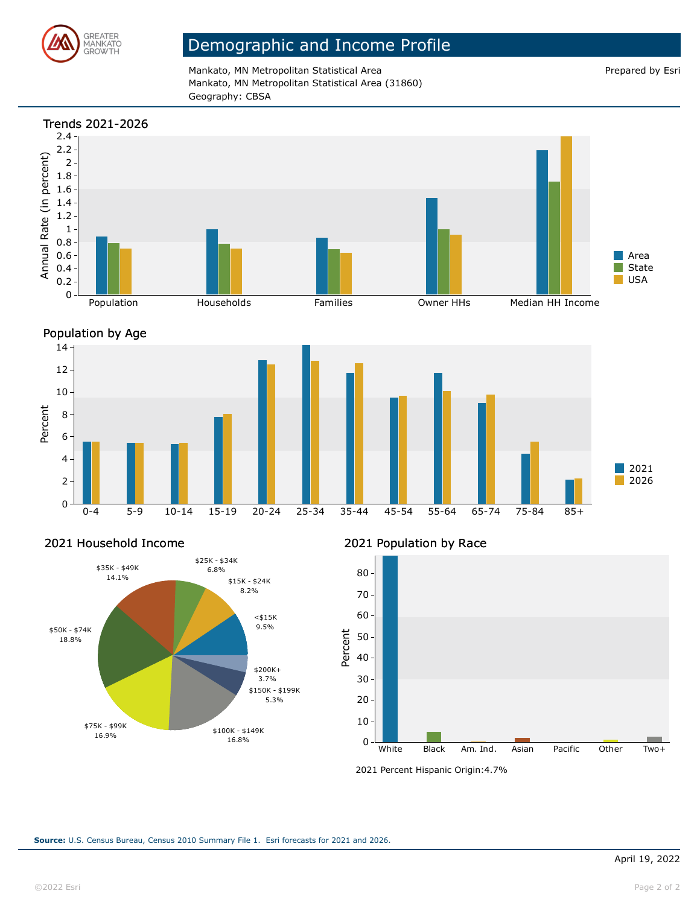# Demographic and Income Profile

Mankato, MN Metropolitan Statistical Area
Mankato, MN Metropolitan Statistical Area (31860)
Geography: CBSA

Prepared by Esri

## Trends 2021-2026

Annual Rate (in percent)

2.4
2.2
2
1.8
1.6
1.4
1.2
1
0.8
0.6
0.4
0.2
0

Population
Households
Families
Owner HHs
Median HH Income

Area
State
USA

## Population by Age

Percent

14
12
10
8
6
4
2
0

0-4
5-9
10-14
15-19
20-24
25-34
35-44
45-54
55-64
65-74
75-84
85+

2021
2026

## 2021 Household Income

$35K - $49K
14.1%

$25K - $34K
6.8%

$15K - $24K
8.2%

<$15K
9.5%

$50K - $74K
18.8%

$200K+
3.7%

$150K - $199K
5.3%

$75K - $99K
16.9%

$100K - $149K
16.8%

## 2021 Population by Race

Percent

80
70
60
50
40
30
20
10
0

White
Black
Am. Ind.
Asian
Pacific
Other
Two+

2021 Percent Hispanic Origin:4.7%

**Source:** U.S. Census Bureau, Census 2010 Summary File 1. Esri forecasts for 2021 and 2026.

April 19, 2022

©2022 Esri